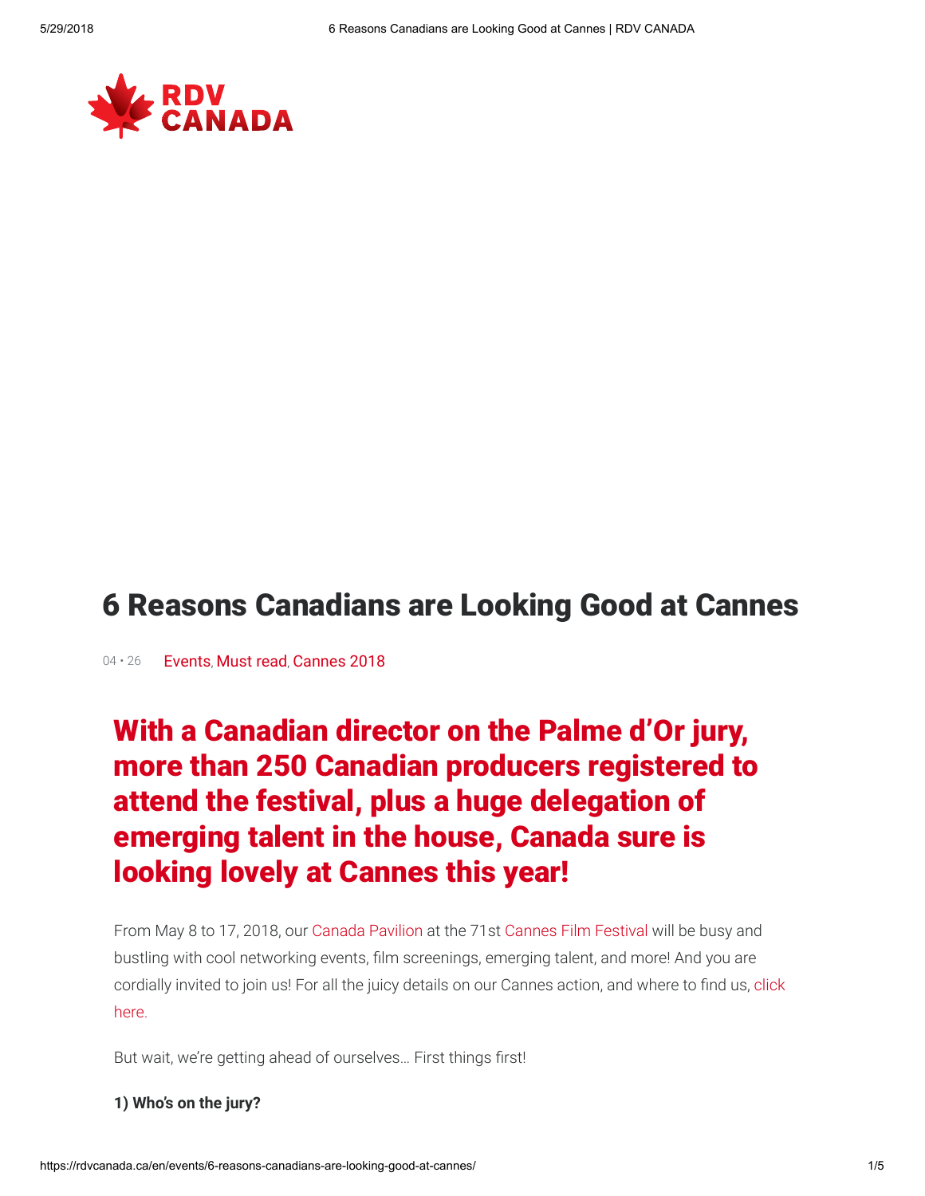RDV CANADA

# 6 Reasons Canadians are Looking Good at Cannes

04 • 26 Events, Must read, Cannes 2018

## With a Canadian director on the Palme d'Or jury, more than 250 Canadian producers registered to attend the festival, plus a huge delegation of emerging talent in the house, Canada sure is looking lovely at Cannes this year!

From May 8 to 17, 2018, our Canada Pavilion at the 71st Cannes Film Festival will be busy and bustling with cool networking events, film screenings, emerging talent, and more! And you are cordially invited to join us! For all the juicy details on our Cannes action, and where to find us, click here.

But wait, we're getting ahead of ourselves… First things first!

**1) Who's on the jury?**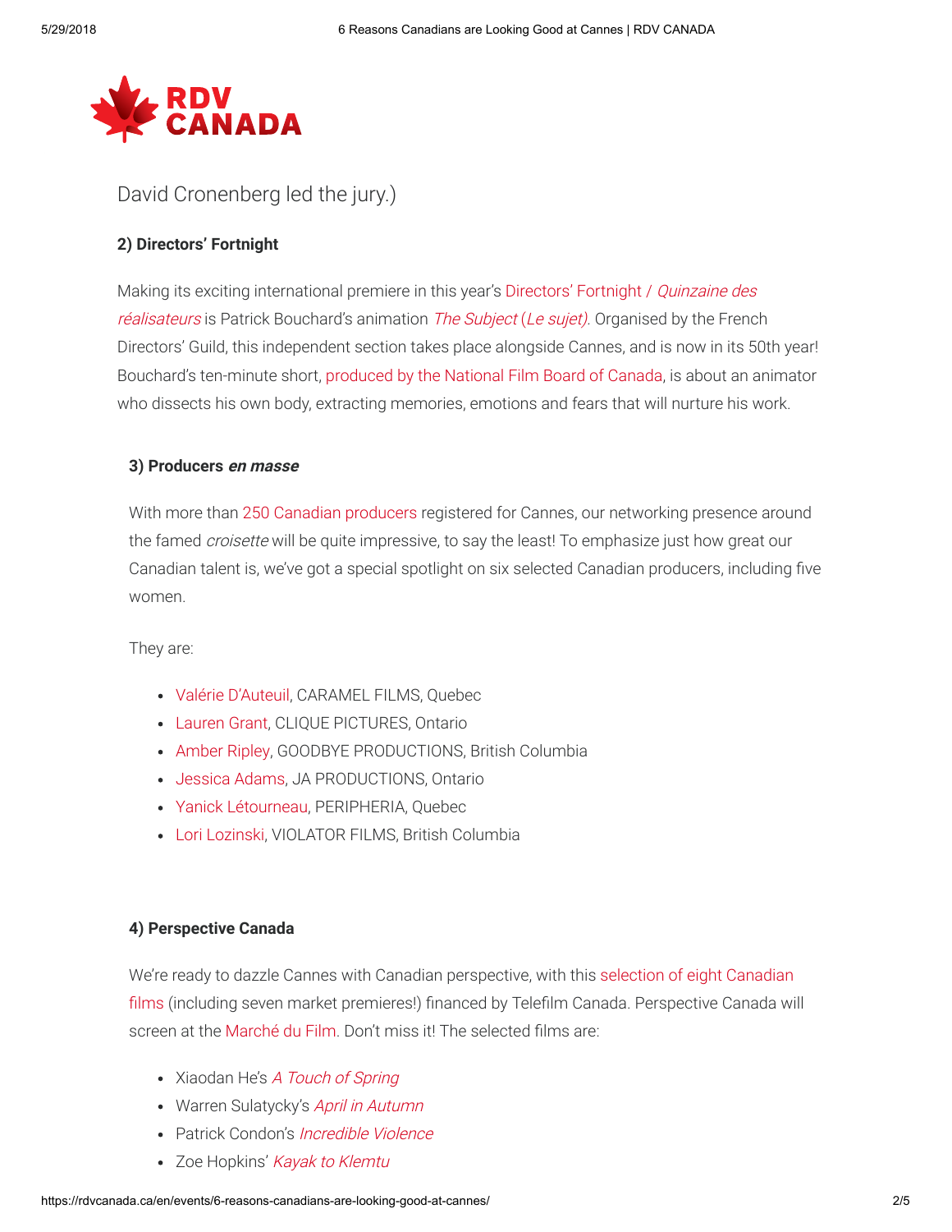David Cronenberg led the jury.)

### 2) Directors' Fortnight

Making its exciting international premiere in this year's Directors' Fortnight / *Quinzaine des réalisateurs* is Patrick Bouchard's animation *The Subject* (*Le sujet*). Organised by the French Directors' Guild, this independent section takes place alongside Cannes, and is now in its 50th year! Bouchard's ten-minute short, produced by the National Film Board of Canada, is about an animator who dissects his own body, extracting memories, emotions and fears that will nurture his work.

### 3) Producers *en masse*

With more than 250 Canadian producers registered for Cannes, our networking presence around the famed *croisette* will be quite impressive, to say the least! To emphasize just how great our Canadian talent is, we've got a special spotlight on six selected Canadian producers, including five women.

They are:

- Valérie D'Auteuil, CARAMEL FILMS, Quebec
- Lauren Grant, CLIQUE PICTURES, Ontario
- Amber Ripley, GOODBYE PRODUCTIONS, British Columbia
- Jessica Adams, JA PRODUCTIONS, Ontario
- Yanick Létourneau, PERIPHERIA, Quebec
- Lori Lozinski, VIOLATOR FILMS, British Columbia

### 4) Perspective Canada

We're ready to dazzle Cannes with Canadian perspective, with this selection of eight Canadian films (including seven market premieres!) financed by Telefilm Canada. Perspective Canada will screen at the Marché du Film. Don't miss it! The selected films are:

- Xiaodan He's *A Touch of Spring*
- Warren Sulatycky's *April in Autumn*
- Patrick Condon's *Incredible Violence*
- Zoe Hopkins' *Kayak to Klemtu*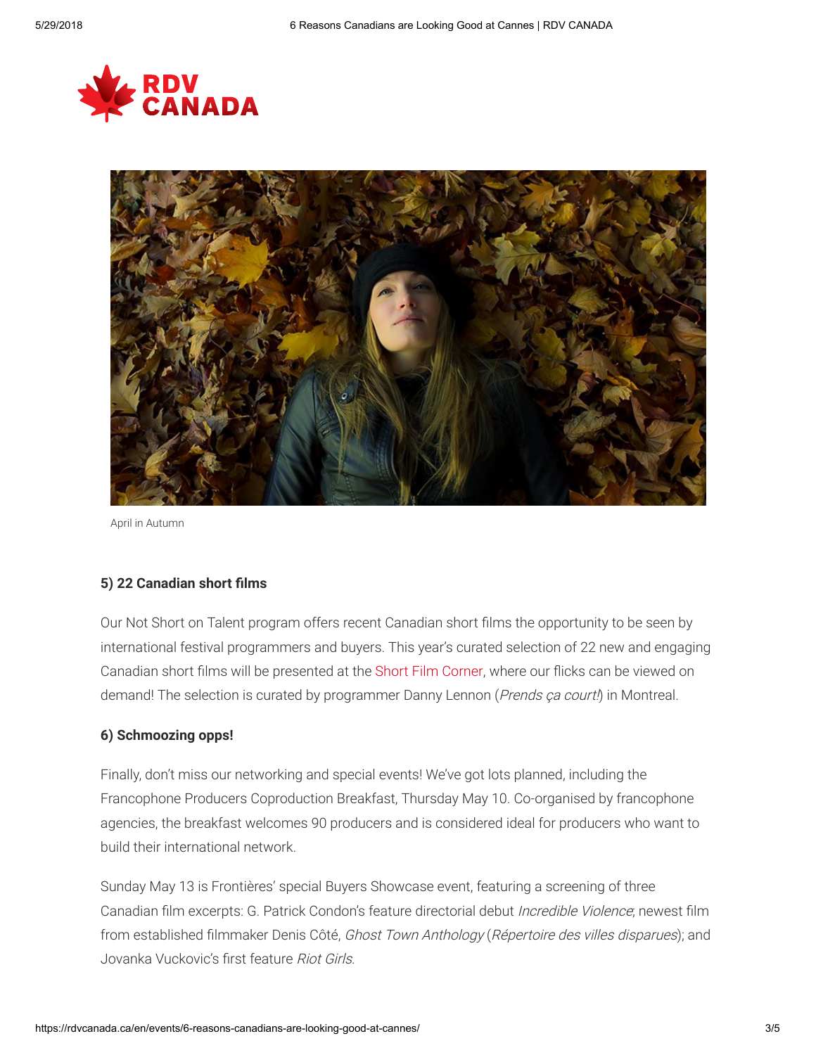April in Autumn

**5) 22 Canadian short films**

Our Not Short on Talent program offers recent Canadian short films the opportunity to be seen by international festival programmers and buyers. This year's curated selection of 22 new and engaging Canadian short films will be presented at the Short Film Corner, where our flicks can be viewed on demand! The selection is curated by programmer Danny Lennon (*Prends ça court!*) in Montreal.

**6) Schmoozing opps!**

Finally, don't miss our networking and special events! We've got lots planned, including the Francophone Producers Coproduction Breakfast, Thursday May 10. Co-organised by francophone agencies, the breakfast welcomes 90 producers and is considered ideal for producers who want to build their international network.

Sunday May 13 is Frontières' special Buyers Showcase event, featuring a screening of three Canadian film excerpts: G. Patrick Condon's feature directorial debut *Incredible Violence*; newest film from established filmmaker Denis Côté, *Ghost Town Anthology* (*Répertoire des villes disparues*); and Jovanka Vuckovic's first feature *Riot Girls*.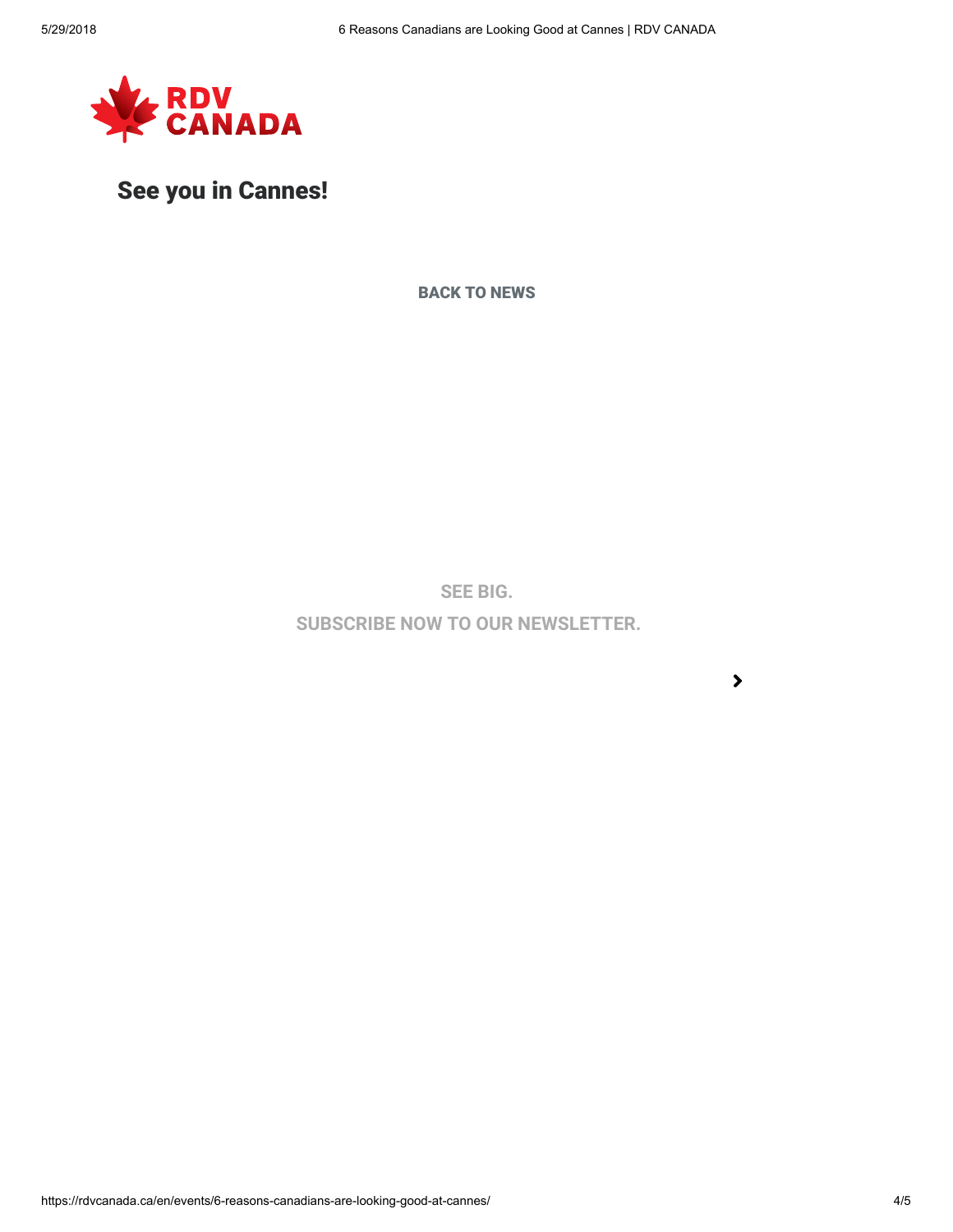RDV CANADA

## See you in Cannes!

**BACK TO NEWS**

**SEE BIG.**

**SUBSCRIBE NOW TO OUR NEWSLETTER.**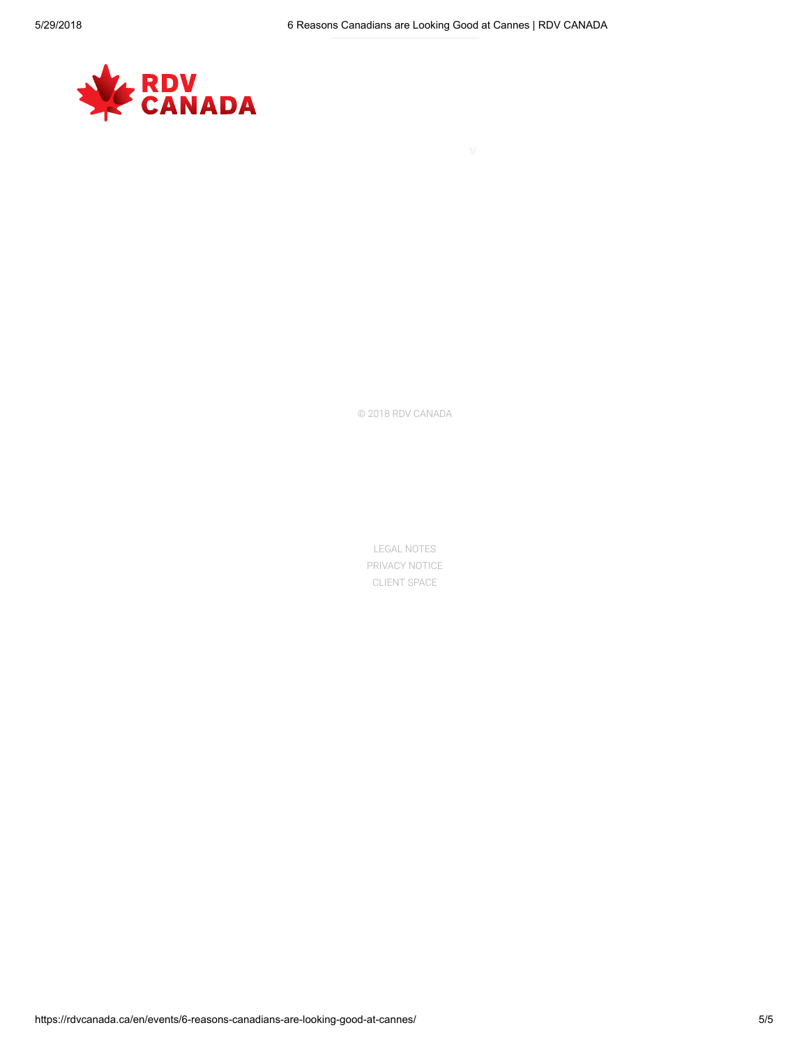RDV CANADA

© 2018 RDV CANADA

LEGAL NOTES

PRIVACY NOTICE

CLIENT SPACE